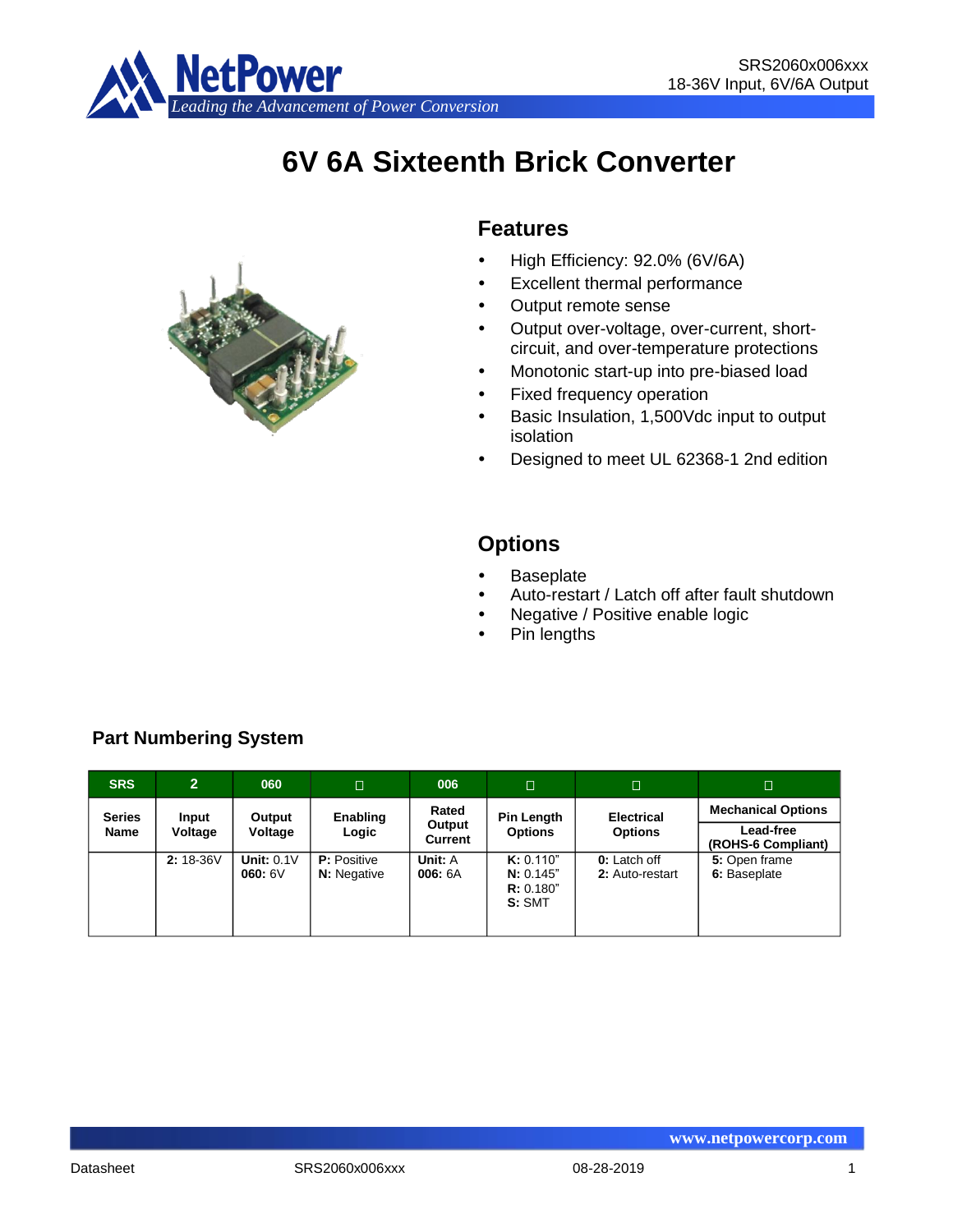# 6V 6A Sixteenth Brick Converter

## Features

- High Efficiency: 92.0% (6V/6A)
- Excellent thermal performance
- Output remote sense
- Output over-voltage, over-current, short-circuit, and over-temperature protections
- Monotonic start-up into pre-biased load
- Fixed frequency operation
- Basic Insulation, 1,500Vdc input to output isolation
- Designed to meet UL 62368-1 2nd edition

## Options

- Baseplate
- Auto-restart / Latch off after fault shutdown
- Negative / Positive enable logic
- Pin lengths

### Part Numbering System

| SRS | 2 | 060 | □ | 006 | □ | □ | □ |
|---|---|---|---|---|---|---|---|
| Series Name | Input Voltage | Output Voltage | Enabling Logic | Rated Output Current | Pin Length Options | Electrical Options | Mechanical Options<br>Lead-free (ROHS-6 Compliant) |
| | **2:** 18-36V | **Unit:** 0.1V<br>**060:** 6V | **P:** Positive<br>**N:** Negative | **Unit:** A<br>**006:** 6A | **K:** 0.110"<br>**N:** 0.145"<br>**R:** 0.180"<br>**S:** SMT | **0:** Latch off<br>**2:** Auto-restart | **5:** Open frame<br>**6:** Baseplate |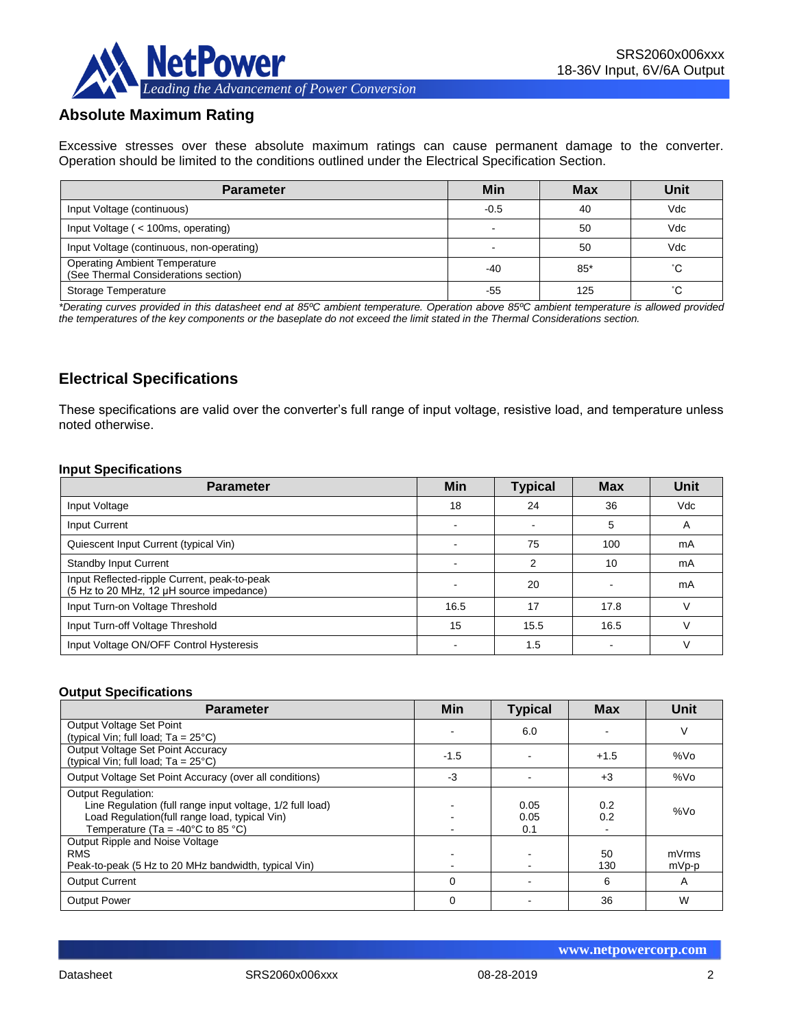## Absolute Maximum Rating

Excessive stresses over these absolute maximum ratings can cause permanent damage to the converter. Operation should be limited to the conditions outlined under the Electrical Specification Section.

| Parameter | Min | Max | Unit |
|---|---|---|---|
| Input Voltage (continuous) | -0.5 | 40 | Vdc |
| Input Voltage ( < 100ms, operating) | - | 50 | Vdc |
| Input Voltage (continuous, non-operating) | - | 50 | Vdc |
| Operating Ambient Temperature (See Thermal Considerations section) | -40 | 85* | ˚C |
| Storage Temperature | -55 | 125 | ˚C |

*\*Derating curves provided in this datasheet end at 85ºC ambient temperature. Operation above 85ºC ambient temperature is allowed provided the temperatures of the key components or the baseplate do not exceed the limit stated in the Thermal Considerations section.*

## Electrical Specifications

These specifications are valid over the converter's full range of input voltage, resistive load, and temperature unless noted otherwise.

### Input Specifications

| Parameter | Min | Typical | Max | Unit |
|---|---|---|---|---|
| Input Voltage | 18 | 24 | 36 | Vdc |
| Input Current | - | - | 5 | A |
| Quiescent Input Current (typical Vin) | - | 75 | 100 | mA |
| Standby Input Current | - | 2 | 10 | mA |
| Input Reflected-ripple Current, peak-to-peak (5 Hz to 20 MHz, 12 µH source impedance) | - | 20 | - | mA |
| Input Turn-on Voltage Threshold | 16.5 | 17 | 17.8 | V |
| Input Turn-off Voltage Threshold | 15 | 15.5 | 16.5 | V |
| Input Voltage ON/OFF Control Hysteresis | - | 1.5 | - | V |

### Output Specifications

| Parameter | Min | Typical | Max | Unit |
|---|---|---|---|---|
| Output Voltage Set Point (typical Vin; full load; Ta = 25°C) | - | 6.0 | - | V |
| Output Voltage Set Point Accuracy (typical Vin; full load; Ta = 25°C) | -1.5 | - | +1.5 | %Vo |
| Output Voltage Set Point Accuracy (over all conditions) | -3 | - | +3 | %Vo |
| Output Regulation:<br>Line Regulation (full range input voltage, 1/2 full load)<br>Load Regulation(full range load, typical Vin)<br>Temperature (Ta = -40°C to 85 °C) | -<br>-<br>- | 0.05<br>0.05<br>0.1 | 0.2<br>0.2<br>- | %Vo |
| Output Ripple and Noise Voltage<br>RMS<br>Peak-to-peak (5 Hz to 20 MHz bandwidth, typical Vin) | -<br>- | -<br>- | 50<br>130 | mVrms<br>mVp-p |
| Output Current | 0 | - | 6 | A |
| Output Power | 0 | - | 36 | W |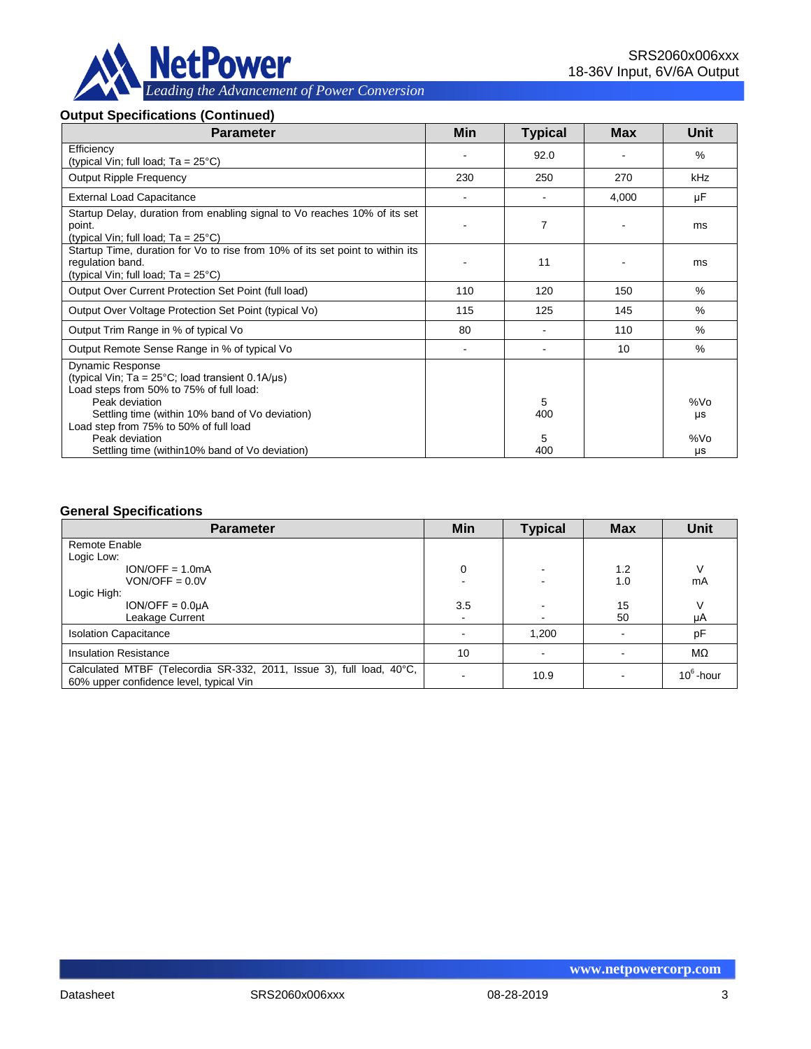### Output Specifications (Continued)

| Parameter | Min | Typical | Max | Unit |
|---|---|---|---|---|
| Efficiency<br>(typical Vin; full load; Ta = 25°C) | - | 92.0 | - | % |
| Output Ripple Frequency | 230 | 250 | 270 | kHz |
| External Load Capacitance | - | - | 4,000 | µF |
| Startup Delay, duration from enabling signal to Vo reaches 10% of its set point.<br>(typical Vin; full load; Ta = 25°C) | - | 7 | - | ms |
| Startup Time, duration for Vo to rise from 10% of its set point to within its regulation band.<br>(typical Vin; full load; Ta = 25°C) | - | 11 | - | ms |
| Output Over Current Protection Set Point (full load) | 110 | 120 | 150 | % |
| Output Over Voltage Protection Set Point (typical Vo) | 115 | 125 | 145 | % |
| Output Trim Range in % of typical Vo | 80 | - | 110 | % |
| Output Remote Sense Range in % of typical Vo | - | - | 10 | % |
| Dynamic Response<br>(typical Vin; Ta = 25°C; load transient 0.1A/µs)<br>Load steps from 50% to 75% of full load:<br>Peak deviation<br>Settling time (within 10% band of Vo deviation)<br>Load step from 75% to 50% of full load<br>Peak deviation<br>Settling time (within10% band of Vo deviation) | | <br><br><br>5<br>400<br><br>5<br>400 | | <br><br><br>%Vo<br>µs<br><br>%Vo<br>µs |

### General Specifications

| Parameter | Min | Typical | Max | Unit |
|---|---|---|---|---|
| Remote Enable<br>Logic Low:<br>ION/OFF = 1.0mA<br>VON/OFF = 0.0V<br>Logic High:<br>ION/OFF = 0.0µA<br>Leakage Current | <br><br>0<br>-<br><br>3.5<br>- | <br><br>-<br>-<br><br>-<br>- | <br><br>1.2<br>1.0<br><br>15<br>50 | <br><br>V<br>mA<br><br>V<br>µA |
| Isolation Capacitance | - | 1,200 | - | pF |
| Insulation Resistance | 10 | - | - | MΩ |
| Calculated MTBF (Telecordia SR-332, 2011, Issue 3), full load, 40°C, 60% upper confidence level, typical Vin | - | 10.9 | - | $10^6$-hour |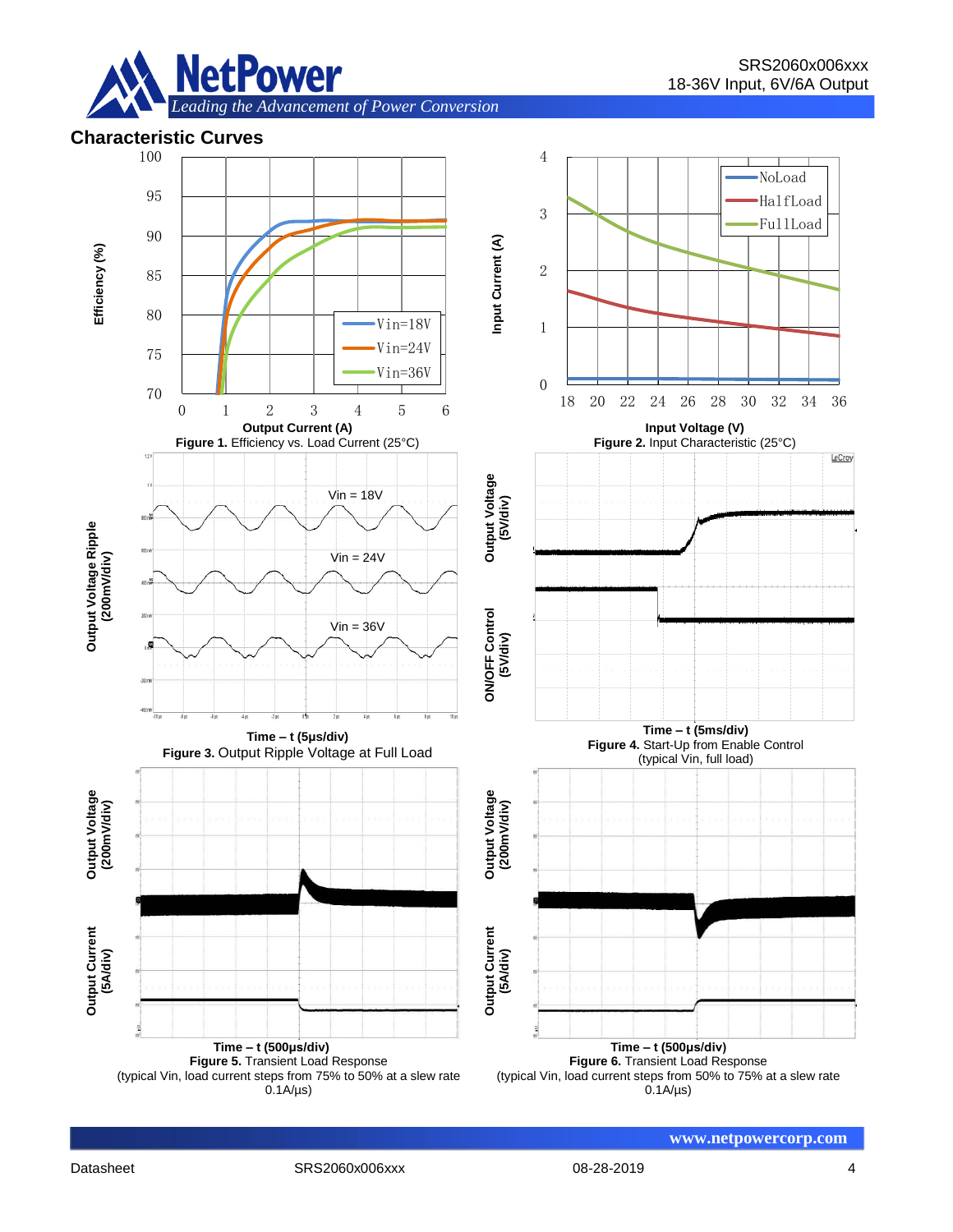## Characteristic Curves

**Figure 1.** Efficiency vs. Load Current (25°C)

**Figure 2.** Input Characteristic (25°C)

**Figure 3.** Output Ripple Voltage at Full Load

**Figure 4.** Start-Up from Enable Control (typical Vin, full load)

**Figure 5.** Transient Load Response (typical Vin, load current steps from 75% to 50% at a slew rate 0.1A/µs)

**Figure 6.** Transient Load Response (typical Vin, load current steps from 50% to 75% at a slew rate 0.1A/µs)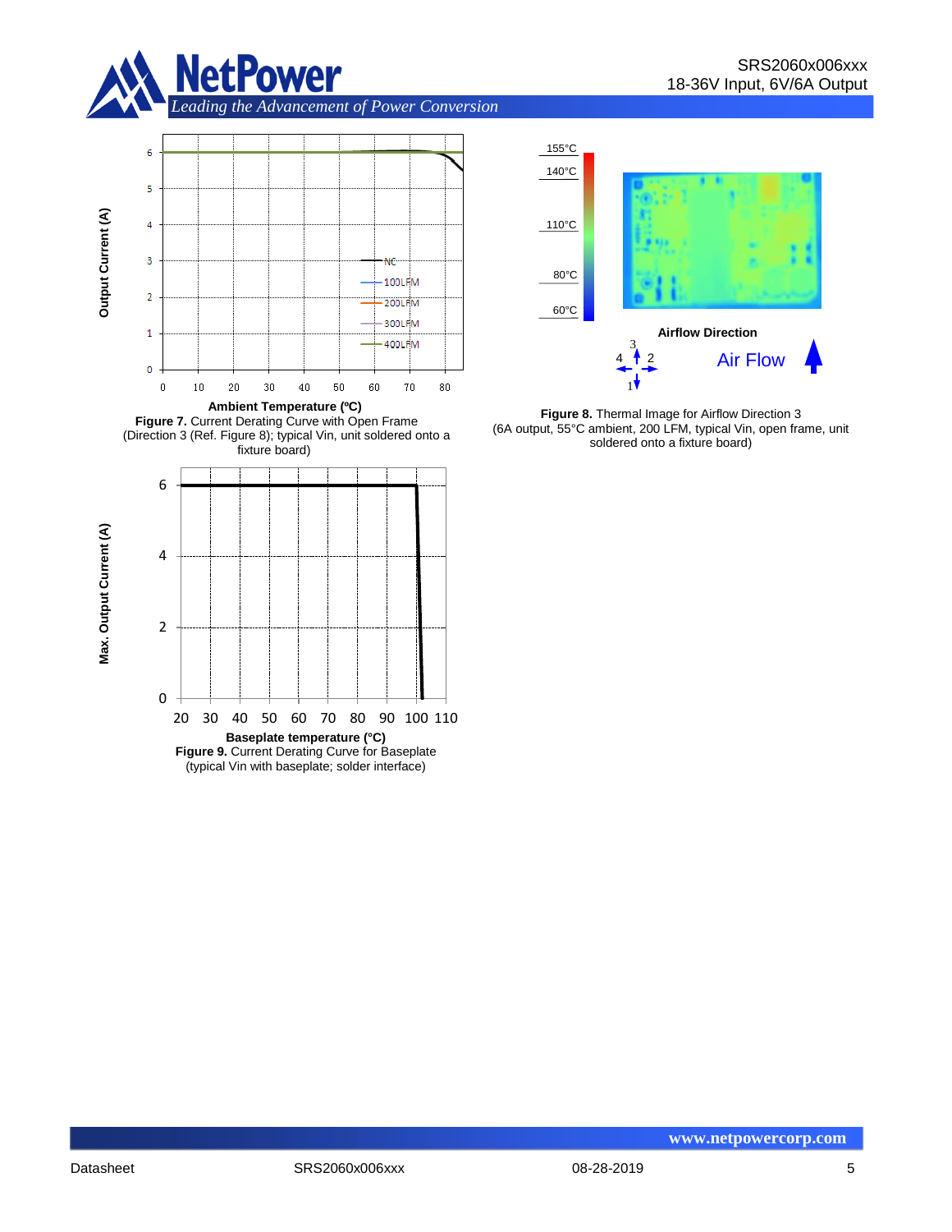**Figure 7.** Current Derating Curve with Open Frame (Direction 3 (Ref. Figure 8); typical Vin, unit soldered onto a fixture board)

**Figure 8.** Thermal Image for Airflow Direction 3 (6A output, 55°C ambient, 200 LFM, typical Vin, open frame, unit soldered onto a fixture board)

**Figure 9.** Current Derating Curve for Baseplate (typical Vin with baseplate; solder interface)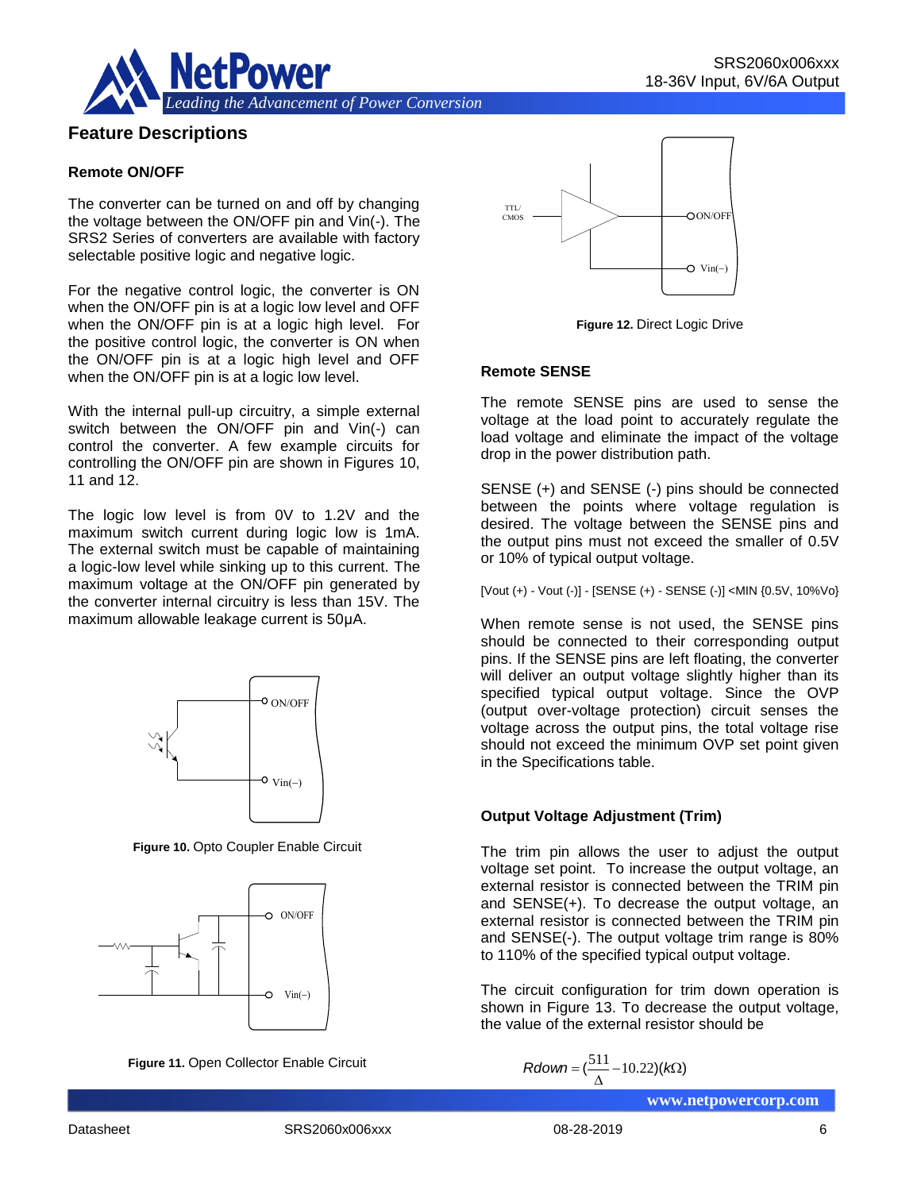## Feature Descriptions

### Remote ON/OFF

The converter can be turned on and off by changing the voltage between the ON/OFF pin and Vin(-). The SRS2 Series of converters are available with factory selectable positive logic and negative logic.

For the negative control logic, the converter is ON when the ON/OFF pin is at a logic low level and OFF when the ON/OFF pin is at a logic high level. For the positive control logic, the converter is ON when the ON/OFF pin is at a logic high level and OFF when the ON/OFF pin is at a logic low level.

With the internal pull-up circuitry, a simple external switch between the ON/OFF pin and Vin(-) can control the converter. A few example circuits for controlling the ON/OFF pin are shown in Figures 10, 11 and 12.

The logic low level is from 0V to 1.2V and the maximum switch current during logic low is 1mA. The external switch must be capable of maintaining a logic-low level while sinking up to this current. The maximum voltage at the ON/OFF pin generated by the converter internal circuitry is less than 15V. The maximum allowable leakage current is 50µA.

**Figure 10.** Opto Coupler Enable Circuit

**Figure 11.** Open Collector Enable Circuit

**Figure 12.** Direct Logic Drive

### Remote SENSE

The remote SENSE pins are used to sense the voltage at the load point to accurately regulate the load voltage and eliminate the impact of the voltage drop in the power distribution path.

SENSE (+) and SENSE (-) pins should be connected between the points where voltage regulation is desired. The voltage between the SENSE pins and the output pins must not exceed the smaller of 0.5V or 10% of typical output voltage.

[Vout (+) - Vout (-)] - [SENSE (+) - SENSE (-)] <MIN {0.5V, 10%Vo}

When remote sense is not used, the SENSE pins should be connected to their corresponding output pins. If the SENSE pins are left floating, the converter will deliver an output voltage slightly higher than its specified typical output voltage. Since the OVP (output over-voltage protection) circuit senses the voltage across the output pins, the total voltage rise should not exceed the minimum OVP set point given in the Specifications table.

### Output Voltage Adjustment (Trim)

The trim pin allows the user to adjust the output voltage set point. To increase the output voltage, an external resistor is connected between the TRIM pin and SENSE(+). To decrease the output voltage, an external resistor is connected between the TRIM pin and SENSE(-). The output voltage trim range is 80% to 110% of the specified typical output voltage.

The circuit configuration for trim down operation is shown in Figure 13. To decrease the output voltage, the value of the external resistor should be

$$Rdown = \left(\frac{511}{\Delta} - 10.22\right)(k\Omega)$$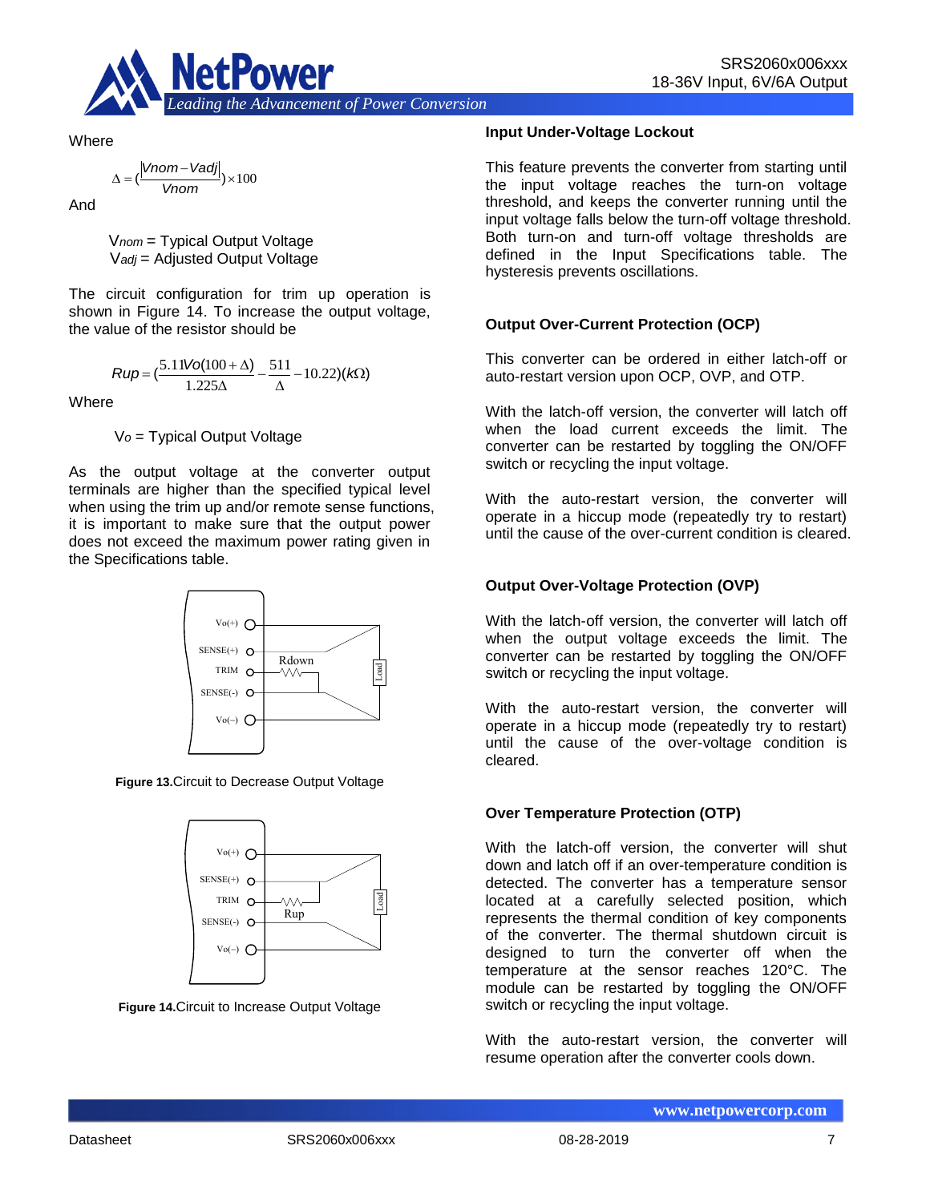Where

$$\Delta = \left(\frac{|Vnom - Vadj|}{Vnom}\right) \times 100$$

And

$V_{nom}$ = Typical Output Voltage
$V_{adj}$ = Adjusted Output Voltage

The circuit configuration for trim up operation is shown in Figure 14. To increase the output voltage, the value of the resistor should be

$$Rup = \left(\frac{5.11Vo(100 + \Delta)}{1.225\Delta} - \frac{511}{\Delta} - 10.22\right)(k\Omega)$$

Where

$V_o$ = Typical Output Voltage

As the output voltage at the converter output terminals are higher than the specified typical level when using the trim up and/or remote sense functions, it is important to make sure that the output power does not exceed the maximum power rating given in the Specifications table.

**Figure 13.** Circuit to Decrease Output Voltage

**Figure 14.** Circuit to Increase Output Voltage

### Input Under-Voltage Lockout

This feature prevents the converter from starting until the input voltage reaches the turn-on voltage threshold, and keeps the converter running until the input voltage falls below the turn-off voltage threshold. Both turn-on and turn-off voltage thresholds are defined in the Input Specifications table. The hysteresis prevents oscillations.

### Output Over-Current Protection (OCP)

This converter can be ordered in either latch-off or auto-restart version upon OCP, OVP, and OTP.

With the latch-off version, the converter will latch off when the load current exceeds the limit. The converter can be restarted by toggling the ON/OFF switch or recycling the input voltage.

With the auto-restart version, the converter will operate in a hiccup mode (repeatedly try to restart) until the cause of the over-current condition is cleared.

### Output Over-Voltage Protection (OVP)

With the latch-off version, the converter will latch off when the output voltage exceeds the limit. The converter can be restarted by toggling the ON/OFF switch or recycling the input voltage.

With the auto-restart version, the converter will operate in a hiccup mode (repeatedly try to restart) until the cause of the over-voltage condition is cleared.

### Over Temperature Protection (OTP)

With the latch-off version, the converter will shut down and latch off if an over-temperature condition is detected. The converter has a temperature sensor located at a carefully selected position, which represents the thermal condition of key components of the converter. The thermal shutdown circuit is designed to turn the converter off when the temperature at the sensor reaches 120°C. The module can be restarted by toggling the ON/OFF switch or recycling the input voltage.

With the auto-restart version, the converter will resume operation after the converter cools down.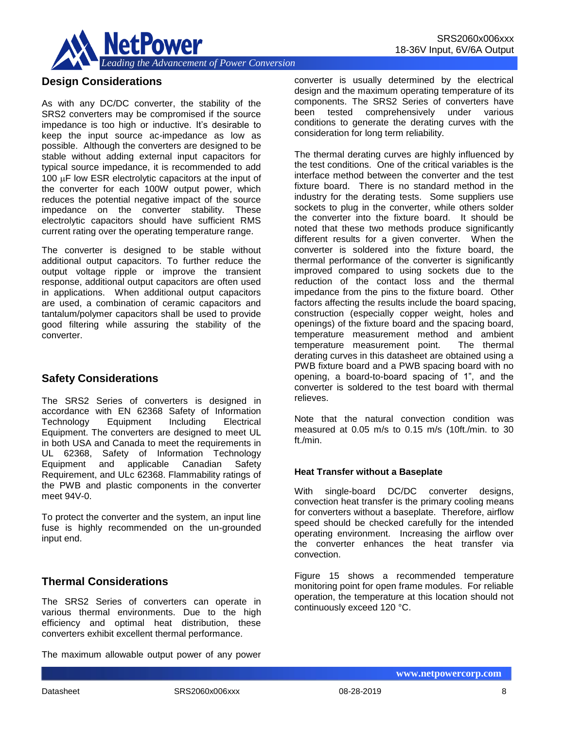## Design Considerations

As with any DC/DC converter, the stability of the SRS2 converters may be compromised if the source impedance is too high or inductive. It's desirable to keep the input source ac-impedance as low as possible. Although the converters are designed to be stable without adding external input capacitors for typical source impedance, it is recommended to add 100 μF low ESR electrolytic capacitors at the input of the converter for each 100W output power, which reduces the potential negative impact of the source impedance on the converter stability. These electrolytic capacitors should have sufficient RMS current rating over the operating temperature range.

The converter is designed to be stable without additional output capacitors. To further reduce the output voltage ripple or improve the transient response, additional output capacitors are often used in applications. When additional output capacitors are used, a combination of ceramic capacitors and tantalum/polymer capacitors shall be used to provide good filtering while assuring the stability of the converter.

## Safety Considerations

The SRS2 Series of converters is designed in accordance with EN 62368 Safety of Information Technology Equipment Including Electrical Equipment. The converters are designed to meet UL in both USA and Canada to meet the requirements in UL 62368, Safety of Information Technology Equipment and applicable Canadian Safety Requirement, and ULc 62368. Flammability ratings of the PWB and plastic components in the converter meet 94V-0.

To protect the converter and the system, an input line fuse is highly recommended on the un-grounded input end.

## Thermal Considerations

The SRS2 Series of converters can operate in various thermal environments. Due to the high efficiency and optimal heat distribution, these converters exhibit excellent thermal performance.

The maximum allowable output power of any power converter is usually determined by the electrical design and the maximum operating temperature of its components. The SRS2 Series of converters have been tested comprehensively under various conditions to generate the derating curves with the consideration for long term reliability.

The thermal derating curves are highly influenced by the test conditions. One of the critical variables is the interface method between the converter and the test fixture board. There is no standard method in the industry for the derating tests. Some suppliers use sockets to plug in the converter, while others solder the converter into the fixture board. It should be noted that these two methods produce significantly different results for a given converter. When the converter is soldered into the fixture board, the thermal performance of the converter is significantly improved compared to using sockets due to the reduction of the contact loss and the thermal impedance from the pins to the fixture board. Other factors affecting the results include the board spacing, construction (especially copper weight, holes and openings) of the fixture board and the spacing board, temperature measurement method and ambient temperature measurement point. The thermal derating curves in this datasheet are obtained using a PWB fixture board and a PWB spacing board with no opening, a board-to-board spacing of 1", and the converter is soldered to the test board with thermal relieves.

Note that the natural convection condition was measured at 0.05 m/s to 0.15 m/s (10ft./min. to 30 ft./min.

### Heat Transfer without a Baseplate

With single-board DC/DC converter designs, convection heat transfer is the primary cooling means for converters without a baseplate. Therefore, airflow speed should be checked carefully for the intended operating environment. Increasing the airflow over the converter enhances the heat transfer via convection.

Figure 15 shows a recommended temperature monitoring point for open frame modules. For reliable operation, the temperature at this location should not continuously exceed 120 °C.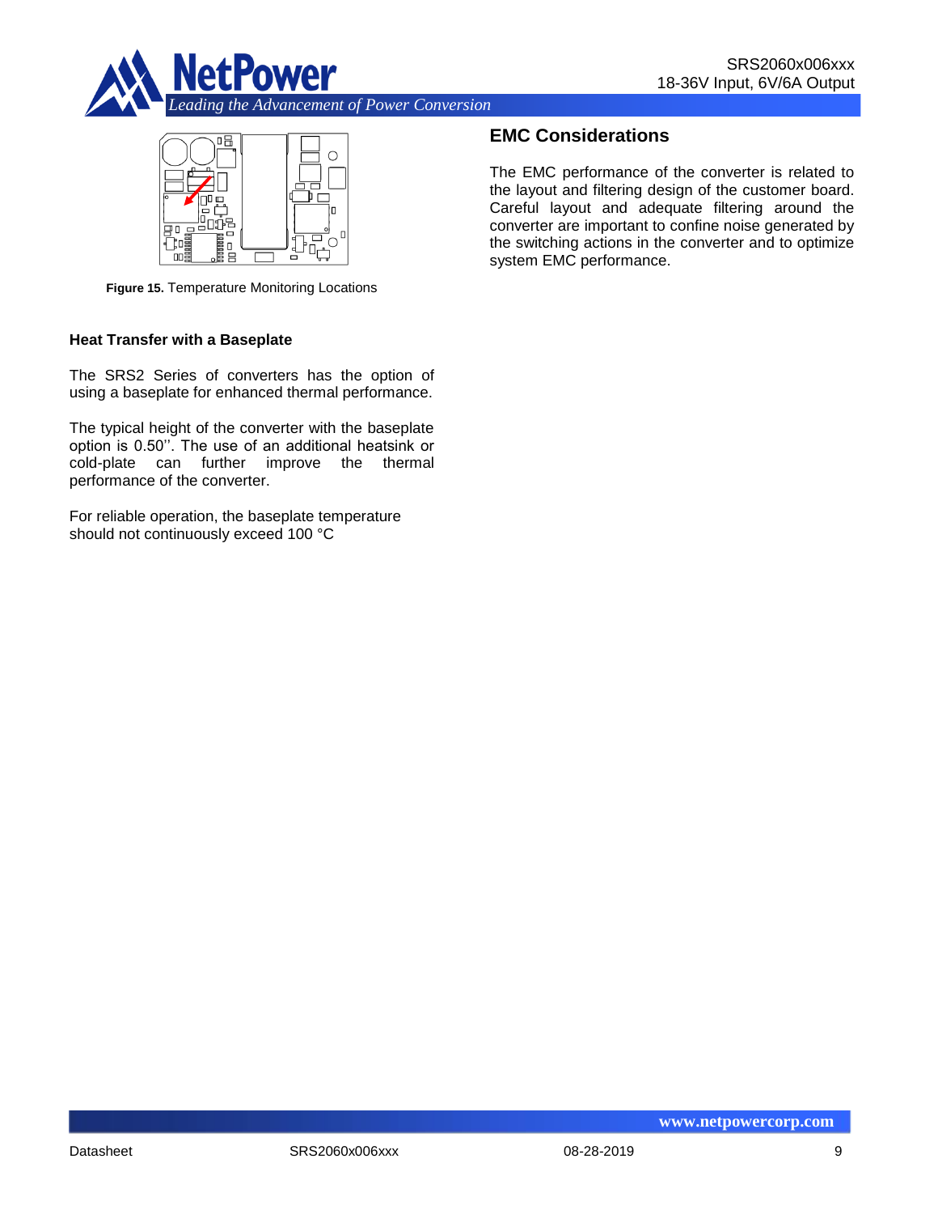Figure 15. Temperature Monitoring Locations

### Heat Transfer with a Baseplate

The SRS2 Series of converters has the option of using a baseplate for enhanced thermal performance.

The typical height of the converter with the baseplate option is 0.50''. The use of an additional heatsink or cold-plate can further improve the thermal performance of the converter.

For reliable operation, the baseplate temperature should not continuously exceed 100 °C

## EMC Considerations

The EMC performance of the converter is related to the layout and filtering design of the customer board. Careful layout and adequate filtering around the converter are important to confine noise generated by the switching actions in the converter and to optimize system EMC performance.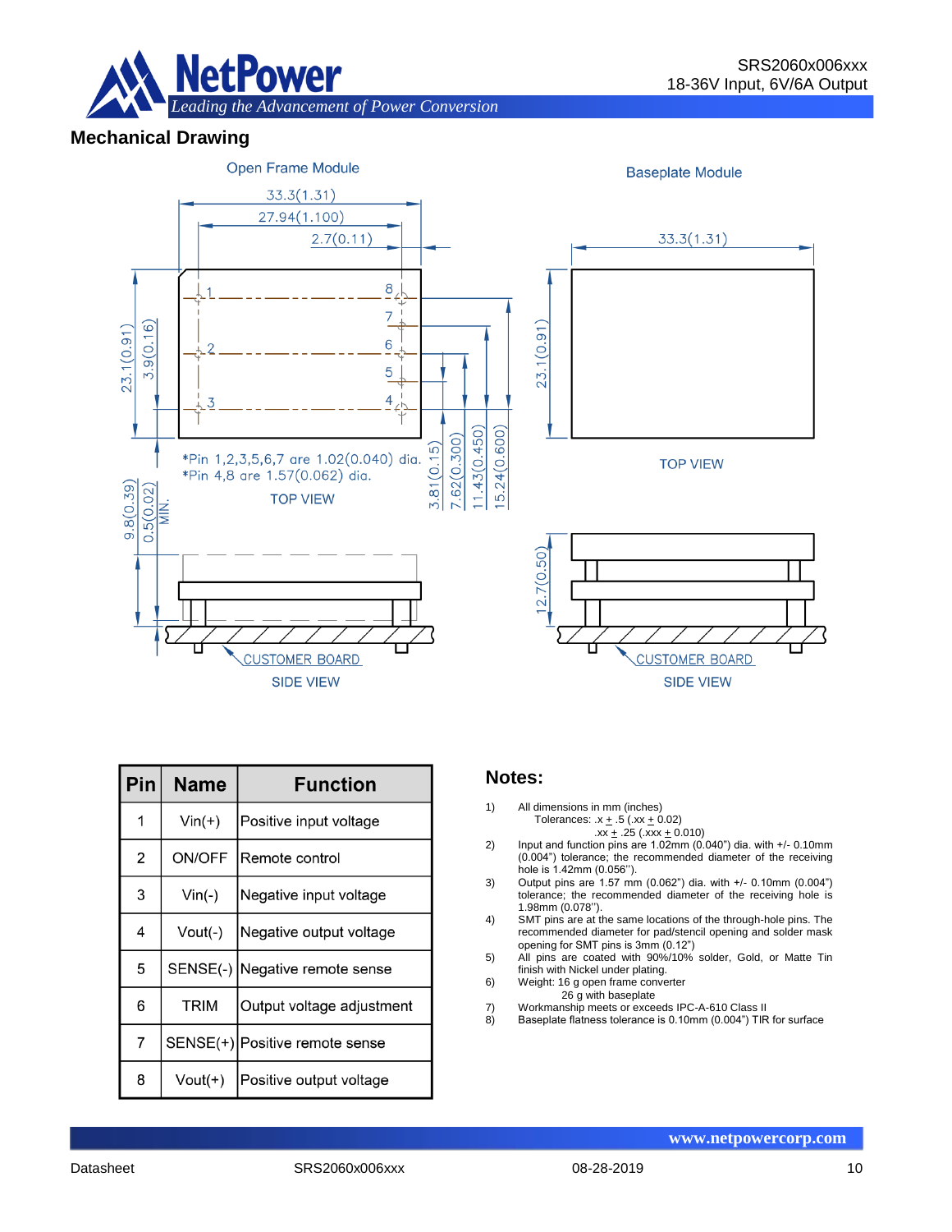## Mechanical Drawing

Open Frame Module

33.3(1.31)
27.94(1.100)
2.7(0.11)
23.1(0.91)
3.9(0.16)
3.81(0.15)
7.62(0.300)
11.43(0.450)
15.24(0.600)

*Pin 1,2,3,5,6,7 are 1.02(0.040) dia.
*Pin 4,8 are 1.57(0.062) dia.

TOP VIEW

9.8(0.39)
0.5(0.02) MIN.

CUSTOMER BOARD

SIDE VIEW

Baseplate Module

33.3(1.31)
23.1(0.91)

TOP VIEW

12.7(0.50)

CUSTOMER BOARD

SIDE VIEW

| Pin | Name | Function |
|---|---|---|
| 1 | Vin(+) | Positive input voltage |
| 2 | ON/OFF | Remote control |
| 3 | Vin(-) | Negative input voltage |
| 4 | Vout(-) | Negative output voltage |
| 5 | SENSE(-) | Negative remote sense |
| 6 | TRIM | Output voltage adjustment |
| 7 | SENSE(+) | Positive remote sense |
| 8 | Vout(+) | Positive output voltage |

### Notes:

1) All dimensions in mm (inches)
   Tolerances: .x ± .5 (.xx ± 0.02)
   .xx ± .25 (.xxx ± 0.010)
2) Input and function pins are 1.02mm (0.040") dia. with +/- 0.10mm (0.004") tolerance; the recommended diameter of the receiving hole is 1.42mm (0.056'').
3) Output pins are 1.57 mm (0.062") dia. with +/- 0.10mm (0.004") tolerance; the recommended diameter of the receiving hole is 1.98mm (0.078'').
4) SMT pins are at the same locations of the through-hole pins. The recommended diameter for pad/stencil opening and solder mask opening for SMT pins is 3mm (0.12")
5) All pins are coated with 90%/10% solder, Gold, or Matte Tin finish with Nickel under plating.
6) Weight: 16 g open frame converter
   26 g with baseplate
7) Workmanship meets or exceeds IPC-A-610 Class II
8) Baseplate flatness tolerance is 0.10mm (0.004") TIR for surface